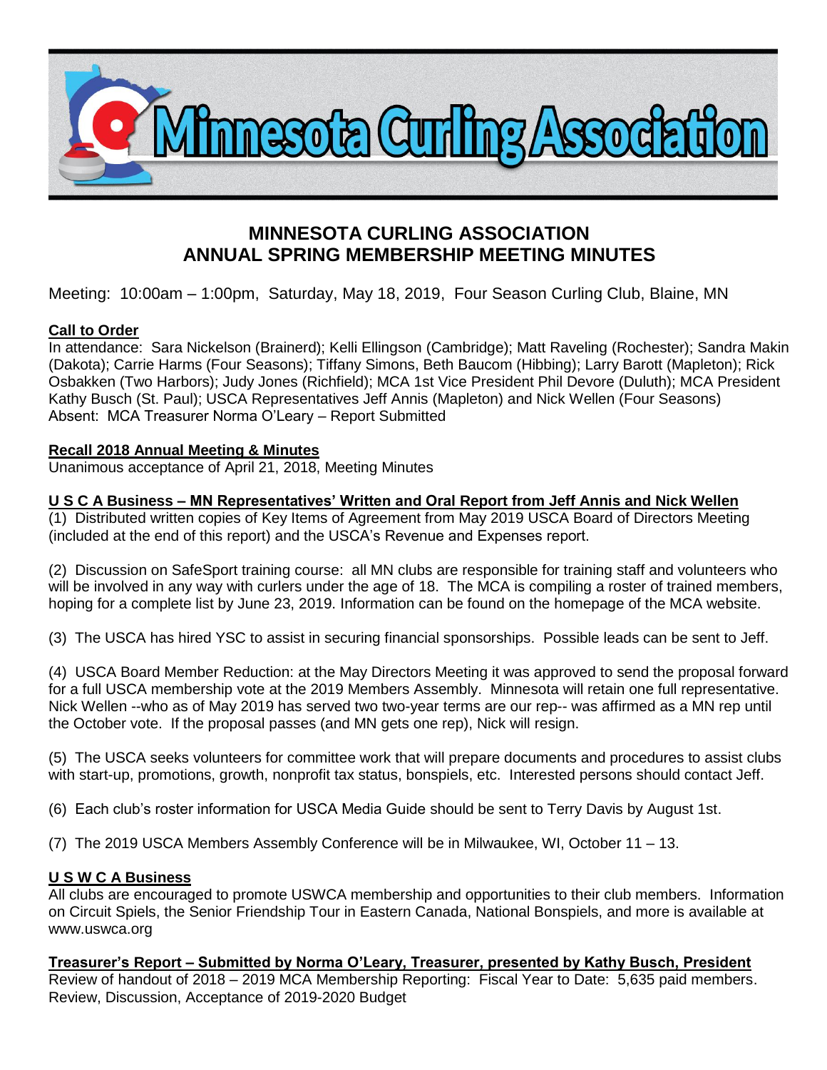Minnesota Curling Association

# MINNESOTA CURLING ASSOCIATION
# ANNUAL SPRING MEMBERSHIP MEETING MINUTES

Meeting: 10:00am – 1:00pm, Saturday, May 18, 2019, Four Season Curling Club, Blaine, MN

**Call to Order**

In attendance: Sara Nickelson (Brainerd); Kelli Ellingson (Cambridge); Matt Raveling (Rochester); Sandra Makin (Dakota); Carrie Harms (Four Seasons); Tiffany Simons, Beth Baucom (Hibbing); Larry Barott (Mapleton); Rick Osbakken (Two Harbors); Judy Jones (Richfield); MCA 1st Vice President Phil Devore (Duluth); MCA President Kathy Busch (St. Paul); USCA Representatives Jeff Annis (Mapleton) and Nick Wellen (Four Seasons)
Absent: MCA Treasurer Norma O'Leary – Report Submitted

**Recall 2018 Annual Meeting & Minutes**

Unanimous acceptance of April 21, 2018, Meeting Minutes

**U S C A Business – MN Representatives' Written and Oral Report from Jeff Annis and Nick Wellen**

(1) Distributed written copies of Key Items of Agreement from May 2019 USCA Board of Directors Meeting (included at the end of this report) and the USCA's Revenue and Expenses report.

(2) Discussion on SafeSport training course: all MN clubs are responsible for training staff and volunteers who will be involved in any way with curlers under the age of 18. The MCA is compiling a roster of trained members, hoping for a complete list by June 23, 2019. Information can be found on the homepage of the MCA website.

(3) The USCA has hired YSC to assist in securing financial sponsorships. Possible leads can be sent to Jeff.

(4) USCA Board Member Reduction: at the May Directors Meeting it was approved to send the proposal forward for a full USCA membership vote at the 2019 Members Assembly. Minnesota will retain one full representative. Nick Wellen --who as of May 2019 has served two two-year terms are our rep-- was affirmed as a MN rep until the October vote. If the proposal passes (and MN gets one rep), Nick will resign.

(5) The USCA seeks volunteers for committee work that will prepare documents and procedures to assist clubs with start-up, promotions, growth, nonprofit tax status, bonspiels, etc. Interested persons should contact Jeff.

(6) Each club's roster information for USCA Media Guide should be sent to Terry Davis by August 1st.

(7) The 2019 USCA Members Assembly Conference will be in Milwaukee, WI, October 11 – 13.

**U S W C A Business**

All clubs are encouraged to promote USWCA membership and opportunities to their club members. Information on Circuit Spiels, the Senior Friendship Tour in Eastern Canada, National Bonspiels, and more is available at www.uswca.org

**Treasurer's Report – Submitted by Norma O'Leary, Treasurer, presented by Kathy Busch, President**

Review of handout of 2018 – 2019 MCA Membership Reporting: Fiscal Year to Date: 5,635 paid members.
Review, Discussion, Acceptance of 2019-2020 Budget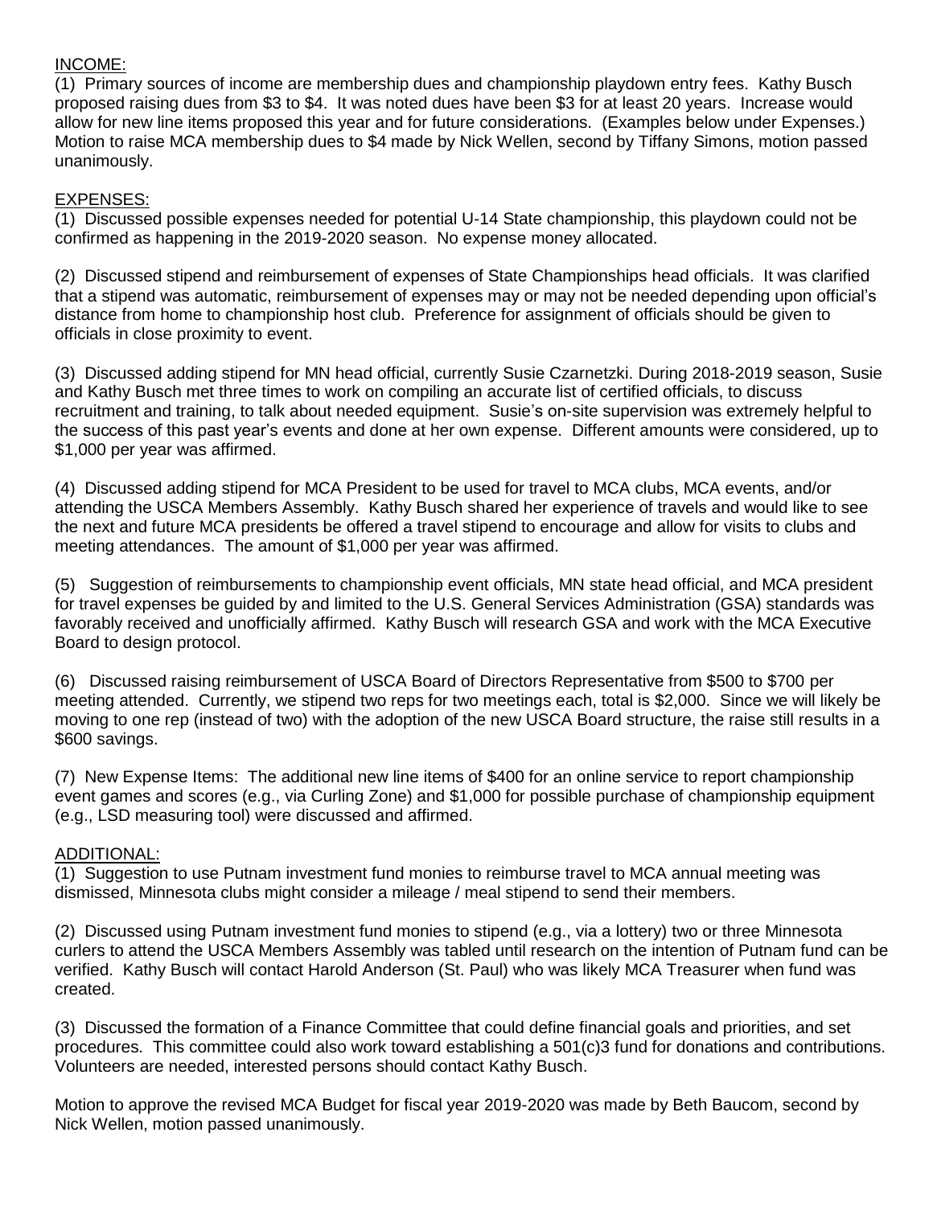INCOME:

(1) Primary sources of income are membership dues and championship playdown entry fees. Kathy Busch proposed raising dues from $3 to $4. It was noted dues have been $3 for at least 20 years. Increase would allow for new line items proposed this year and for future considerations. (Examples below under Expenses.) Motion to raise MCA membership dues to $4 made by Nick Wellen, second by Tiffany Simons, motion passed unanimously.

EXPENSES:

(1) Discussed possible expenses needed for potential U-14 State championship, this playdown could not be confirmed as happening in the 2019-2020 season. No expense money allocated.

(2) Discussed stipend and reimbursement of expenses of State Championships head officials. It was clarified that a stipend was automatic, reimbursement of expenses may or may not be needed depending upon official's distance from home to championship host club. Preference for assignment of officials should be given to officials in close proximity to event.

(3) Discussed adding stipend for MN head official, currently Susie Czarnetzki. During 2018-2019 season, Susie and Kathy Busch met three times to work on compiling an accurate list of certified officials, to discuss recruitment and training, to talk about needed equipment. Susie's on-site supervision was extremely helpful to the success of this past year's events and done at her own expense. Different amounts were considered, up to $1,000 per year was affirmed.

(4) Discussed adding stipend for MCA President to be used for travel to MCA clubs, MCA events, and/or attending the USCA Members Assembly. Kathy Busch shared her experience of travels and would like to see the next and future MCA presidents be offered a travel stipend to encourage and allow for visits to clubs and meeting attendances. The amount of $1,000 per year was affirmed.

(5) Suggestion of reimbursements to championship event officials, MN state head official, and MCA president for travel expenses be guided by and limited to the U.S. General Services Administration (GSA) standards was favorably received and unofficially affirmed. Kathy Busch will research GSA and work with the MCA Executive Board to design protocol.

(6) Discussed raising reimbursement of USCA Board of Directors Representative from $500 to $700 per meeting attended. Currently, we stipend two reps for two meetings each, total is $2,000. Since we will likely be moving to one rep (instead of two) with the adoption of the new USCA Board structure, the raise still results in a $600 savings.

(7) New Expense Items: The additional new line items of $400 for an online service to report championship event games and scores (e.g., via Curling Zone) and $1,000 for possible purchase of championship equipment (e.g., LSD measuring tool) were discussed and affirmed.

ADDITIONAL:

(1) Suggestion to use Putnam investment fund monies to reimburse travel to MCA annual meeting was dismissed, Minnesota clubs might consider a mileage / meal stipend to send their members.

(2) Discussed using Putnam investment fund monies to stipend (e.g., via a lottery) two or three Minnesota curlers to attend the USCA Members Assembly was tabled until research on the intention of Putnam fund can be verified. Kathy Busch will contact Harold Anderson (St. Paul) who was likely MCA Treasurer when fund was created.

(3) Discussed the formation of a Finance Committee that could define financial goals and priorities, and set procedures. This committee could also work toward establishing a 501(c)3 fund for donations and contributions. Volunteers are needed, interested persons should contact Kathy Busch.

Motion to approve the revised MCA Budget for fiscal year 2019-2020 was made by Beth Baucom, second by Nick Wellen, motion passed unanimously.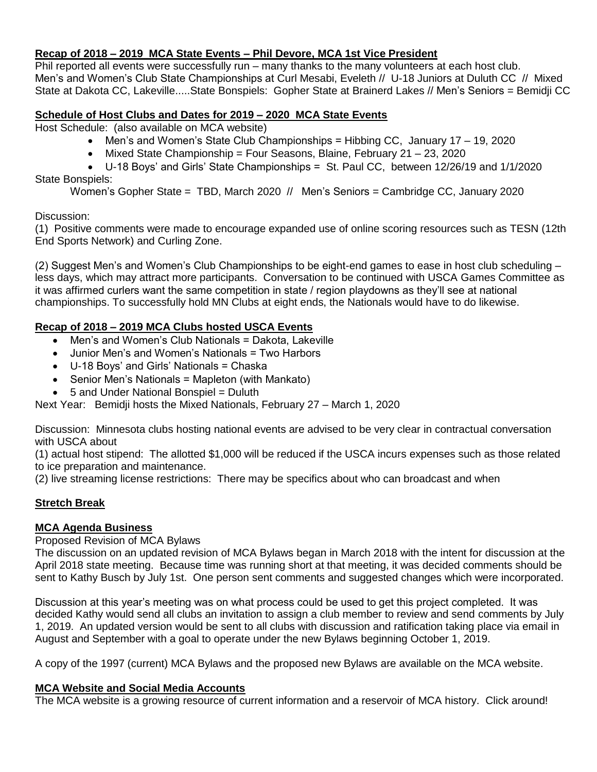**Recap of 2018 – 2019 MCA State Events – Phil Devore, MCA 1st Vice President**

Phil reported all events were successfully run – many thanks to the many volunteers at each host club. Men's and Women's Club State Championships at Curl Mesabi, Eveleth // U-18 Juniors at Duluth CC // Mixed State at Dakota CC, Lakeville.....State Bonspiels: Gopher State at Brainerd Lakes // Men's Seniors = Bemidji CC

**Schedule of Host Clubs and Dates for 2019 – 2020 MCA State Events**

Host Schedule: (also available on MCA website)

- Men's and Women's State Club Championships = Hibbing CC, January 17 – 19, 2020
- Mixed State Championship = Four Seasons, Blaine, February 21 – 23, 2020
- U-18 Boys' and Girls' State Championships = St. Paul CC, between 12/26/19 and 1/1/2020

State Bonspiels:

Women's Gopher State = TBD, March 2020 // Men's Seniors = Cambridge CC, January 2020

Discussion:

(1) Positive comments were made to encourage expanded use of online scoring resources such as TESN (12th End Sports Network) and Curling Zone.

(2) Suggest Men's and Women's Club Championships to be eight-end games to ease in host club scheduling – less days, which may attract more participants. Conversation to be continued with USCA Games Committee as it was affirmed curlers want the same competition in state / region playdowns as they'll see at national championships. To successfully hold MN Clubs at eight ends, the Nationals would have to do likewise.

**Recap of 2018 – 2019 MCA Clubs hosted USCA Events**

- Men's and Women's Club Nationals = Dakota, Lakeville
- Junior Men's and Women's Nationals = Two Harbors
- U-18 Boys' and Girls' Nationals = Chaska
- Senior Men's Nationals = Mapleton (with Mankato)
- 5 and Under National Bonspiel = Duluth

Next Year: Bemidji hosts the Mixed Nationals, February 27 – March 1, 2020

Discussion: Minnesota clubs hosting national events are advised to be very clear in contractual conversation with USCA about

(1) actual host stipend: The allotted $1,000 will be reduced if the USCA incurs expenses such as those related to ice preparation and maintenance.

(2) live streaming license restrictions: There may be specifics about who can broadcast and when

**Stretch Break**

**MCA Agenda Business**

Proposed Revision of MCA Bylaws

The discussion on an updated revision of MCA Bylaws began in March 2018 with the intent for discussion at the April 2018 state meeting. Because time was running short at that meeting, it was decided comments should be sent to Kathy Busch by July 1st. One person sent comments and suggested changes which were incorporated.

Discussion at this year's meeting was on what process could be used to get this project completed. It was decided Kathy would send all clubs an invitation to assign a club member to review and send comments by July 1, 2019. An updated version would be sent to all clubs with discussion and ratification taking place via email in August and September with a goal to operate under the new Bylaws beginning October 1, 2019.

A copy of the 1997 (current) MCA Bylaws and the proposed new Bylaws are available on the MCA website.

**MCA Website and Social Media Accounts**

The MCA website is a growing resource of current information and a reservoir of MCA history. Click around!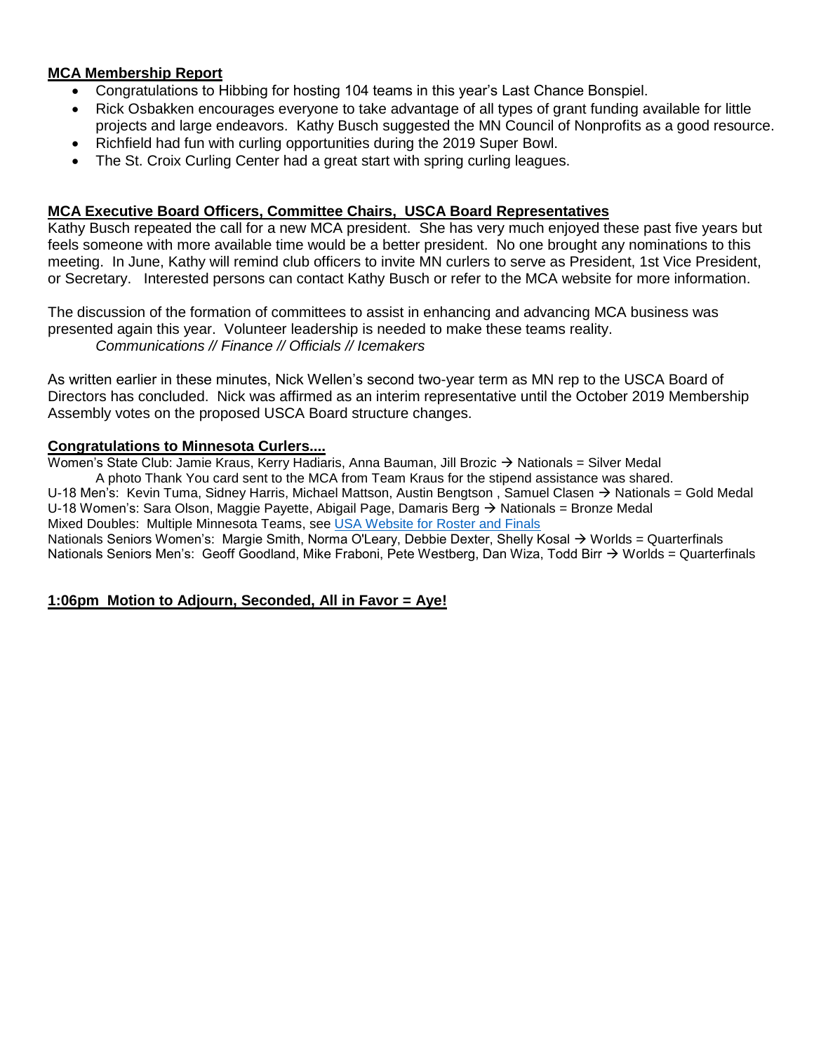**MCA Membership Report**

- Congratulations to Hibbing for hosting 104 teams in this year's Last Chance Bonspiel.
- Rick Osbakken encourages everyone to take advantage of all types of grant funding available for little projects and large endeavors. Kathy Busch suggested the MN Council of Nonprofits as a good resource.
- Richfield had fun with curling opportunities during the 2019 Super Bowl.
- The St. Croix Curling Center had a great start with spring curling leagues.

**MCA Executive Board Officers, Committee Chairs, USCA Board Representatives**

Kathy Busch repeated the call for a new MCA president. She has very much enjoyed these past five years but feels someone with more available time would be a better president. No one brought any nominations to this meeting. In June, Kathy will remind club officers to invite MN curlers to serve as President, 1st Vice President, or Secretary. Interested persons can contact Kathy Busch or refer to the MCA website for more information.

The discussion of the formation of committees to assist in enhancing and advancing MCA business was presented again this year. Volunteer leadership is needed to make these teams reality.

*Communications // Finance // Officials // Icemakers*

As written earlier in these minutes, Nick Wellen's second two-year term as MN rep to the USCA Board of Directors has concluded. Nick was affirmed as an interim representative until the October 2019 Membership Assembly votes on the proposed USCA Board structure changes.

**Congratulations to Minnesota Curlers....**

Women's State Club: Jamie Kraus, Kerry Hadiaris, Anna Bauman, Jill Brozic → Nationals = Silver Medal

A photo Thank You card sent to the MCA from Team Kraus for the stipend assistance was shared.

U-18 Men's: Kevin Tuma, Sidney Harris, Michael Mattson, Austin Bengtson , Samuel Clasen → Nationals = Gold Medal

U-18 Women's: Sara Olson, Maggie Payette, Abigail Page, Damaris Berg → Nationals = Bronze Medal

Mixed Doubles: Multiple Minnesota Teams, see USA Website for Roster and Finals

Nationals Seniors Women's: Margie Smith, Norma O'Leary, Debbie Dexter, Shelly Kosal → Worlds = Quarterfinals

Nationals Seniors Men's: Geoff Goodland, Mike Fraboni, Pete Westberg, Dan Wiza, Todd Birr → Worlds = Quarterfinals

**1:06pm Motion to Adjourn, Seconded, All in Favor = Aye!**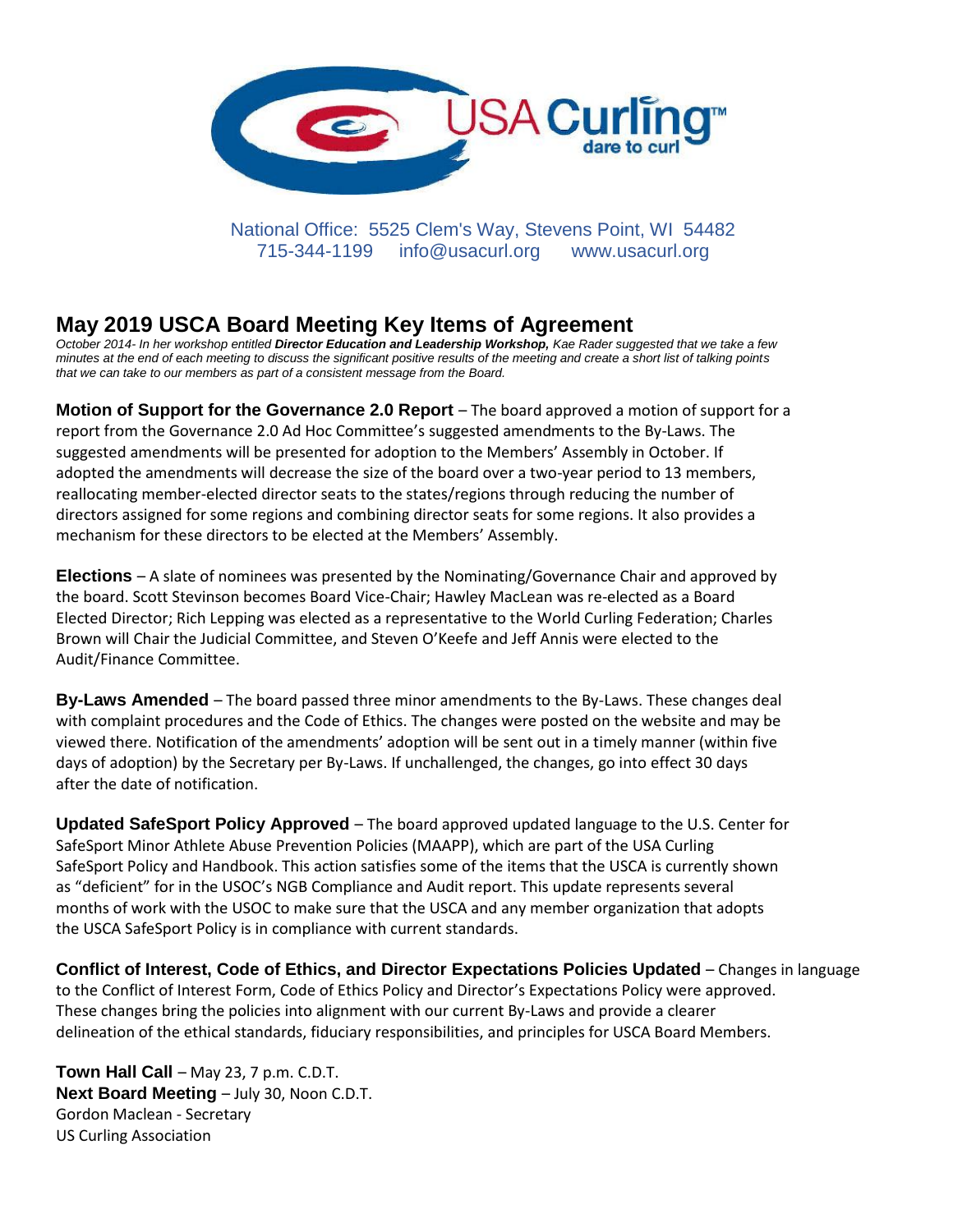National Office: 5525 Clem's Way, Stevens Point, WI 54482
715-344-1199 info@usacurl.org www.usacurl.org

# May 2019 USCA Board Meeting Key Items of Agreement

*October 2014- In her workshop entitled **Director Education and Leadership Workshop,** Kae Rader suggested that we take a few minutes at the end of each meeting to discuss the significant positive results of the meeting and create a short list of talking points that we can take to our members as part of a consistent message from the Board.*

**Motion of Support for the Governance 2.0 Report** – The board approved a motion of support for a report from the Governance 2.0 Ad Hoc Committee's suggested amendments to the By-Laws. The suggested amendments will be presented for adoption to the Members' Assembly in October. If adopted the amendments will decrease the size of the board over a two-year period to 13 members, reallocating member-elected director seats to the states/regions through reducing the number of directors assigned for some regions and combining director seats for some regions. It also provides a mechanism for these directors to be elected at the Members' Assembly.

**Elections** – A slate of nominees was presented by the Nominating/Governance Chair and approved by the board. Scott Stevinson becomes Board Vice-Chair; Hawley MacLean was re-elected as a Board Elected Director; Rich Lepping was elected as a representative to the World Curling Federation; Charles Brown will Chair the Judicial Committee, and Steven O'Keefe and Jeff Annis were elected to the Audit/Finance Committee.

**By-Laws Amended** – The board passed three minor amendments to the By-Laws. These changes deal with complaint procedures and the Code of Ethics. The changes were posted on the website and may be viewed there. Notification of the amendments' adoption will be sent out in a timely manner (within five days of adoption) by the Secretary per By-Laws. If unchallenged, the changes, go into effect 30 days after the date of notification.

**Updated SafeSport Policy Approved** – The board approved updated language to the U.S. Center for SafeSport Minor Athlete Abuse Prevention Policies (MAAPP), which are part of the USA Curling SafeSport Policy and Handbook. This action satisfies some of the items that the USCA is currently shown as "deficient" for in the USOC's NGB Compliance and Audit report. This update represents several months of work with the USOC to make sure that the USCA and any member organization that adopts the USCA SafeSport Policy is in compliance with current standards.

**Conflict of Interest, Code of Ethics, and Director Expectations Policies Updated** – Changes in language to the Conflict of Interest Form, Code of Ethics Policy and Director's Expectations Policy were approved. These changes bring the policies into alignment with our current By-Laws and provide a clearer delineation of the ethical standards, fiduciary responsibilities, and principles for USCA Board Members.

**Town Hall Call** – May 23, 7 p.m. C.D.T.
**Next Board Meeting** – July 30, Noon C.D.T.
Gordon Maclean - Secretary
US Curling Association